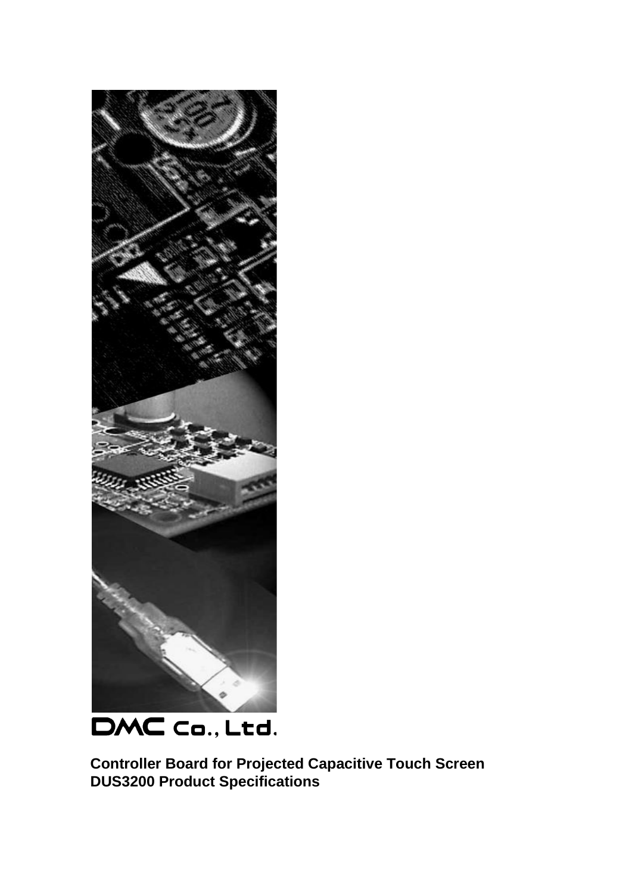DMC Co., Ltd.

**Controller Board for Projected Capacitive Touch Screen**
**DUS3200 Product Specifications**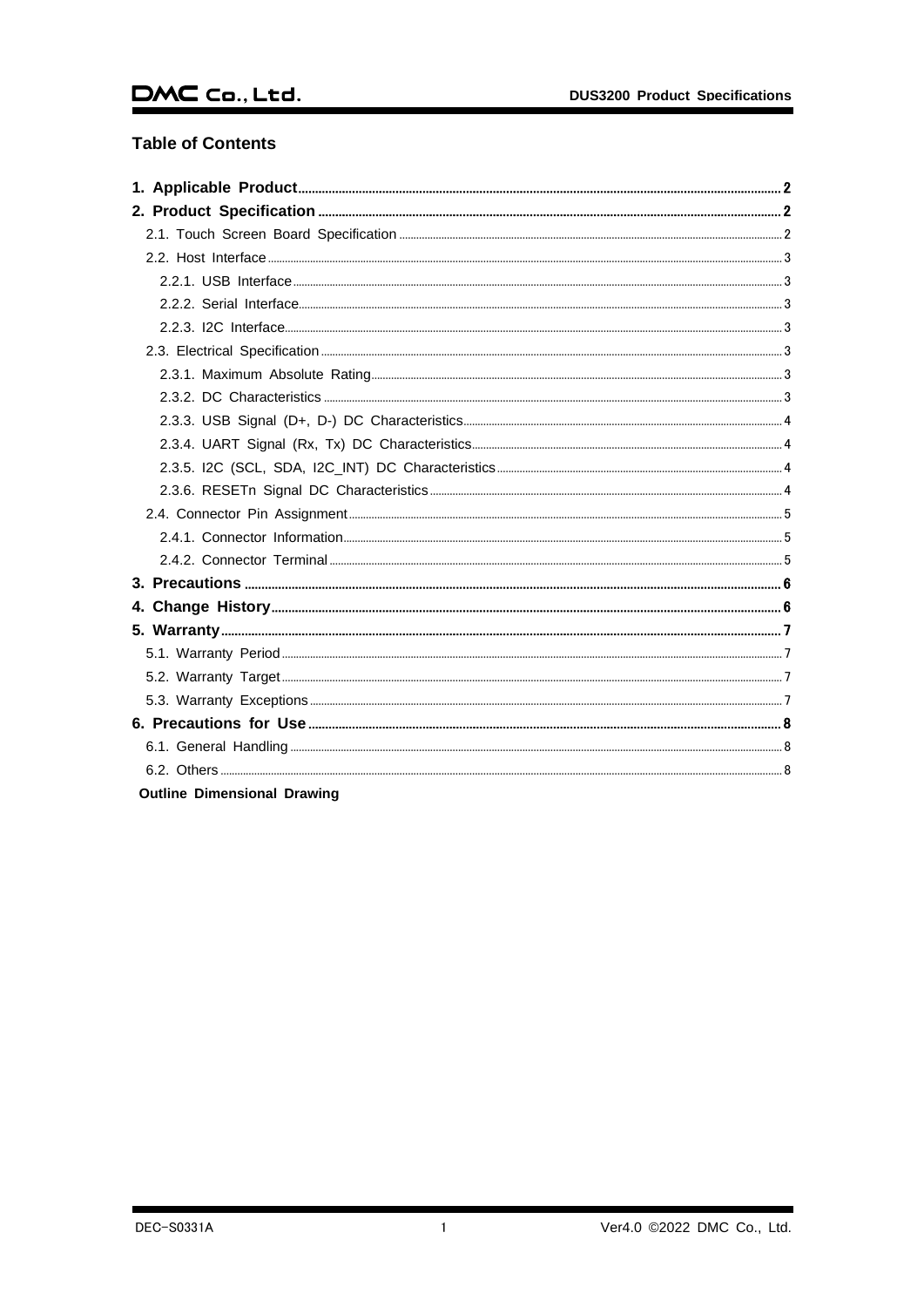## Table of Contents

**1. Applicable Product** ..... **2**

**2. Product Specification** ..... **2**

2.1. Touch Screen Board Specification ..... 2

2.2. Host Interface ..... 3

2.2.1. USB Interface ..... 3

2.2.2. Serial Interface ..... 3

2.2.3. I2C Interface ..... 3

2.3. Electrical Specification ..... 3

2.3.1. Maximum Absolute Rating ..... 3

2.3.2. DC Characteristics ..... 3

2.3.3. USB Signal (D+, D-) DC Characteristics ..... 4

2.3.4. UART Signal (Rx, Tx) DC Characteristics ..... 4

2.3.5. I2C (SCL, SDA, I2C_INT) DC Characteristics ..... 4

2.3.6. RESETn Signal DC Characteristics ..... 4

2.4. Connector Pin Assignment ..... 5

2.4.1. Connector Information ..... 5

2.4.2. Connector Terminal ..... 5

**3. Precautions** ..... **6**

**4. Change History** ..... **6**

**5. Warranty** ..... **7**

5.1. Warranty Period ..... 7

5.2. Warranty Target ..... 7

5.3. Warranty Exceptions ..... 7

**6. Precautions for Use** ..... **8**

6.1. General Handling ..... 8

6.2. Others ..... 8

**Outline Dimensional Drawing**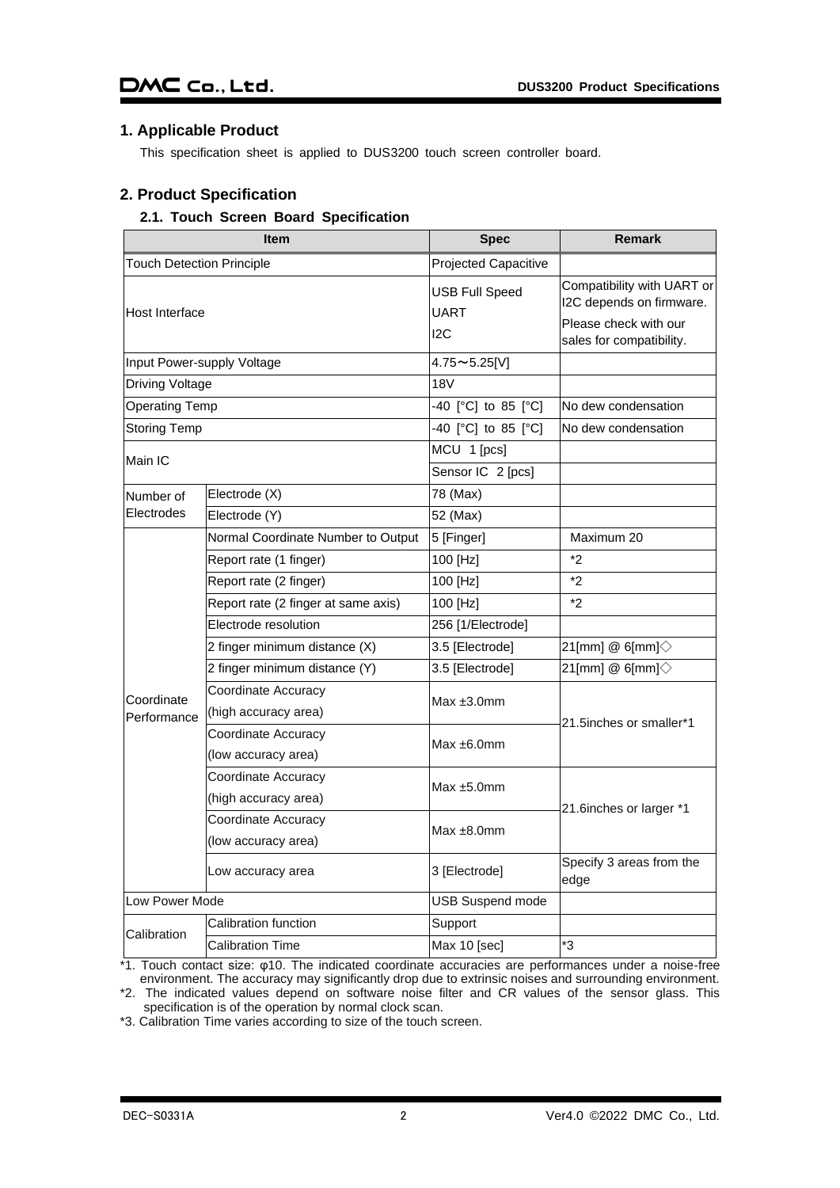## 1. Applicable Product

This specification sheet is applied to DUS3200 touch screen controller board.

## 2. Product Specification

### 2.1. Touch Screen Board Specification

| Item | | Spec | Remark |
|---|---|---|---|
| Touch Detection Principle | | Projected Capacitive | |
| Host Interface | | USB Full Speed<br>UART<br>I2C | Compatibility with UART or I2C depends on firmware.<br>Please check with our sales for compatibility. |
| Input Power-supply Voltage | | 4.75～5.25[V] | |
| Driving Voltage | | 18V | |
| Operating Temp | | -40 [°C] to 85 [°C] | No dew condensation |
| Storing Temp | | -40 [°C] to 85 [°C] | No dew condensation |
| Main IC | | MCU 1 [pcs] | |
| | | Sensor IC 2 [pcs] | |
| Number of Electrodes | Electrode (X) | 78 (Max) | |
| | Electrode (Y) | 52 (Max) | |
| Coordinate Performance | Normal Coordinate Number to Output | 5 [Finger] | Maximum 20 |
| | Report rate (1 finger) | 100 [Hz] | *2 |
| | Report rate (2 finger) | 100 [Hz] | *2 |
| | Report rate (2 finger at same axis) | 100 [Hz] | *2 |
| | Electrode resolution | 256 [1/Electrode] | |
| | 2 finger minimum distance (X) | 3.5 [Electrode] | 21[mm] @ 6[mm]◇ |
| | 2 finger minimum distance (Y) | 3.5 [Electrode] | 21[mm] @ 6[mm]◇ |
| | Coordinate Accuracy (high accuracy area) | Max ±3.0mm | 21.5inches or smaller*1 |
| | Coordinate Accuracy (low accuracy area) | Max ±6.0mm | |
| | Coordinate Accuracy (high accuracy area) | Max ±5.0mm | 21.6inches or larger *1 |
| | Coordinate Accuracy (low accuracy area) | Max ±8.0mm | |
| | Low accuracy area | 3 [Electrode] | Specify 3 areas from the edge |
| Low Power Mode | | USB Suspend mode | |
| Calibration | Calibration function | Support | |
| | Calibration Time | Max 10 [sec] | *3 |

*1. Touch contact size: φ10. The indicated coordinate accuracies are performances under a noise-free environment. The accuracy may significantly drop due to extrinsic noises and surrounding environment.

*2. The indicated values depend on software noise filter and CR values of the sensor glass. This specification is of the operation by normal clock scan.

*3. Calibration Time varies according to size of the touch screen.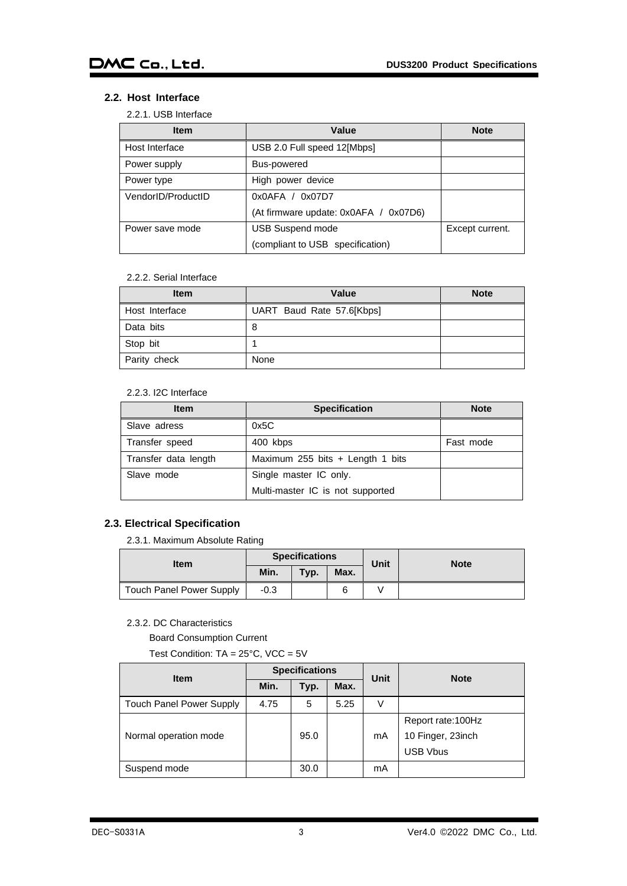## 2.2. Host Interface

2.2.1. USB Interface

| Item | Value | Note |
|---|---|---|
| Host Interface | USB 2.0 Full speed 12[Mbps] | |
| Power supply | Bus-powered | |
| Power type | High power device | |
| VendorID/ProductID | 0x0AFA / 0x07D7<br>(At firmware update: 0x0AFA / 0x07D6) | |
| Power save mode | USB Suspend mode<br>(compliant to USB specification) | Except current. |

2.2.2. Serial Interface

| Item | Value | Note |
|---|---|---|
| Host Interface | UART Baud Rate 57.6[Kbps] | |
| Data bits | 8 | |
| Stop bit | 1 | |
| Parity check | None | |

2.2.3. I2C Interface

| Item | Specification | Note |
|---|---|---|
| Slave adress | 0x5C | |
| Transfer speed | 400 kbps | Fast mode |
| Transfer data length | Maximum 255 bits + Length 1 bits | |
| Slave mode | Single master IC only.<br>Multi-master IC is not supported | |

## 2.3. Electrical Specification

2.3.1. Maximum Absolute Rating

| Item | Specifications | | | Unit | Note |
|---|---|---|---|---|---|
| | Min. | Typ. | Max. | | |
| Touch Panel Power Supply | -0.3 | | 6 | V | |

2.3.2. DC Characteristics

Board Consumption Current

Test Condition: TA = 25°C, VCC = 5V

| Item | Specifications | | | Unit | Note |
|---|---|---|---|---|---|
| | Min. | Typ. | Max. | | |
| Touch Panel Power Supply | 4.75 | 5 | 5.25 | V | |
| Normal operation mode | | 95.0 | | mA | Report rate:100Hz<br>10 Finger, 23inch<br>USB Vbus |
| Suspend mode | | 30.0 | | mA | |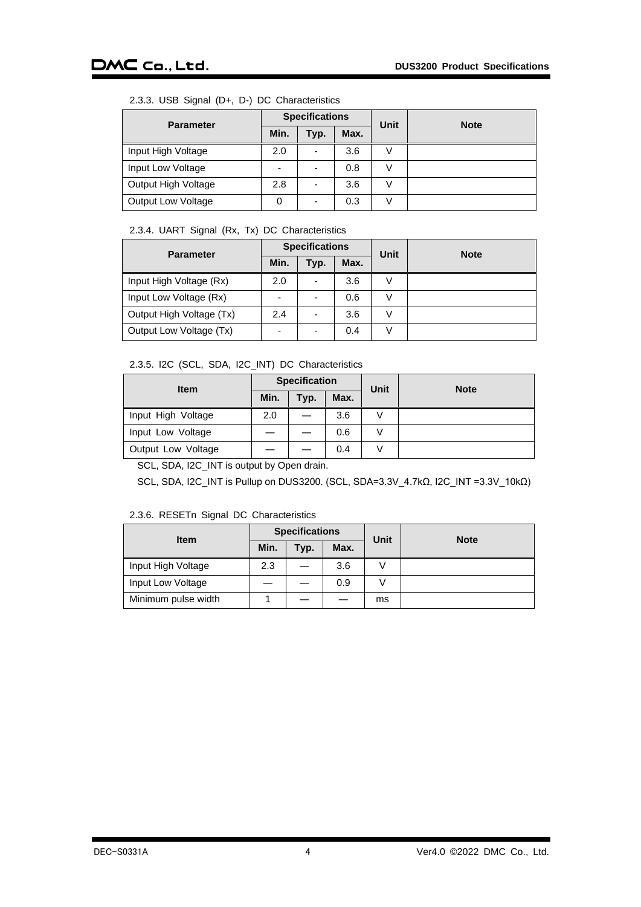### 2.3.3. USB Signal (D+, D-) DC Characteristics

| Parameter | Specifications | | | Unit | Note |
|---|---|---|---|---|---|
| | Min. | Typ. | Max. | | |
| Input High Voltage | 2.0 | - | 3.6 | V | |
| Input Low Voltage | - | - | 0.8 | V | |
| Output High Voltage | 2.8 | - | 3.6 | V | |
| Output Low Voltage | 0 | - | 0.3 | V | |

### 2.3.4. UART Signal (Rx, Tx) DC Characteristics

| Parameter | Specifications | | | Unit | Note |
|---|---|---|---|---|---|
| | Min. | Typ. | Max. | | |
| Input High Voltage (Rx) | 2.0 | - | 3.6 | V | |
| Input Low Voltage (Rx) | - | - | 0.6 | V | |
| Output High Voltage (Tx) | 2.4 | - | 3.6 | V | |
| Output Low Voltage (Tx) | - | - | 0.4 | V | |

### 2.3.5. I2C (SCL, SDA, I2C_INT) DC Characteristics

| Item | Specification | | | Unit | Note |
|---|---|---|---|---|---|
| | Min. | Typ. | Max. | | |
| Input High Voltage | 2.0 | — | 3.6 | V | |
| Input Low Voltage | — | — | 0.6 | V | |
| Output Low Voltage | — | — | 0.4 | V | |

SCL, SDA, I2C_INT is output by Open drain.

SCL, SDA, I2C_INT is Pullup on DUS3200. (SCL, SDA=3.3V_4.7kΩ, I2C_INT =3.3V_10kΩ)

### 2.3.6. RESETn Signal DC Characteristics

| Item | Specifications | | | Unit | Note |
|---|---|---|---|---|---|
| | Min. | Typ. | Max. | | |
| Input High Voltage | 2.3 | — | 3.6 | V | |
| Input Low Voltage | — | — | 0.9 | V | |
| Minimum pulse width | 1 | — | — | ms | |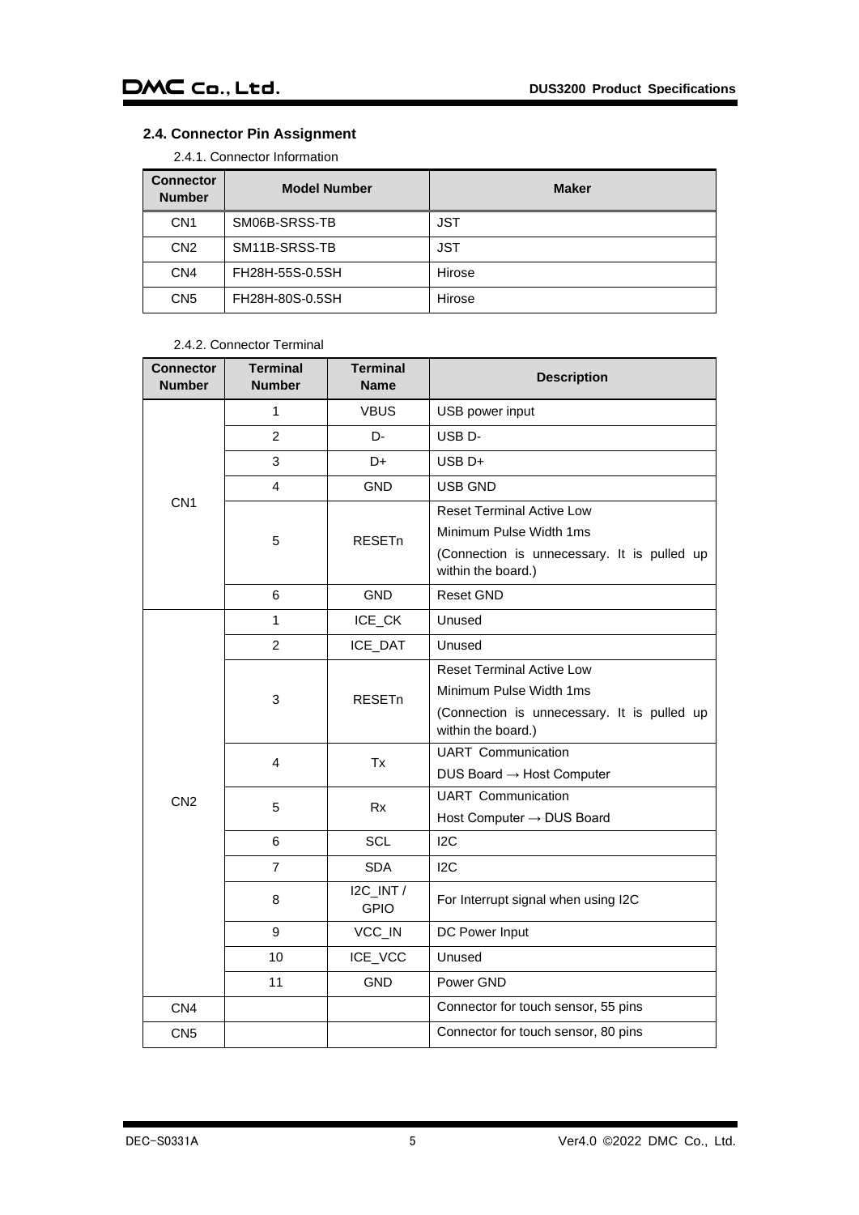## 2.4. Connector Pin Assignment

2.4.1. Connector Information

| Connector Number | Model Number | Maker |
|---|---|---|
| CN1 | SM06B-SRSS-TB | JST |
| CN2 | SM11B-SRSS-TB | JST |
| CN4 | FH28H-55S-0.5SH | Hirose |
| CN5 | FH28H-80S-0.5SH | Hirose |

2.4.2. Connector Terminal

| Connector Number | Terminal Number | Terminal Name | Description |
|---|---|---|---|
| CN1 | 1 | VBUS | USB power input |
| | 2 | D- | USB D- |
| | 3 | D+ | USB D+ |
| | 4 | GND | USB GND |
| | 5 | RESETn | Reset Terminal Active Low<br>Minimum Pulse Width 1ms<br>(Connection is unnecessary. It is pulled up within the board.) |
| | 6 | GND | Reset GND |
| CN2 | 1 | ICE_CK | Unused |
| | 2 | ICE_DAT | Unused |
| | 3 | RESETn | Reset Terminal Active Low<br>Minimum Pulse Width 1ms<br>(Connection is unnecessary. It is pulled up within the board.) |
| | 4 | Tx | UART Communication<br>DUS Board → Host Computer |
| | 5 | Rx | UART Communication<br>Host Computer → DUS Board |
| | 6 | SCL | I2C |
| | 7 | SDA | I2C |
| | 8 | I2C_INT / GPIO | For Interrupt signal when using I2C |
| | 9 | VCC_IN | DC Power Input |
| | 10 | ICE_VCC | Unused |
| | 11 | GND | Power GND |
| CN4 | | | Connector for touch sensor, 55 pins |
| CN5 | | | Connector for touch sensor, 80 pins |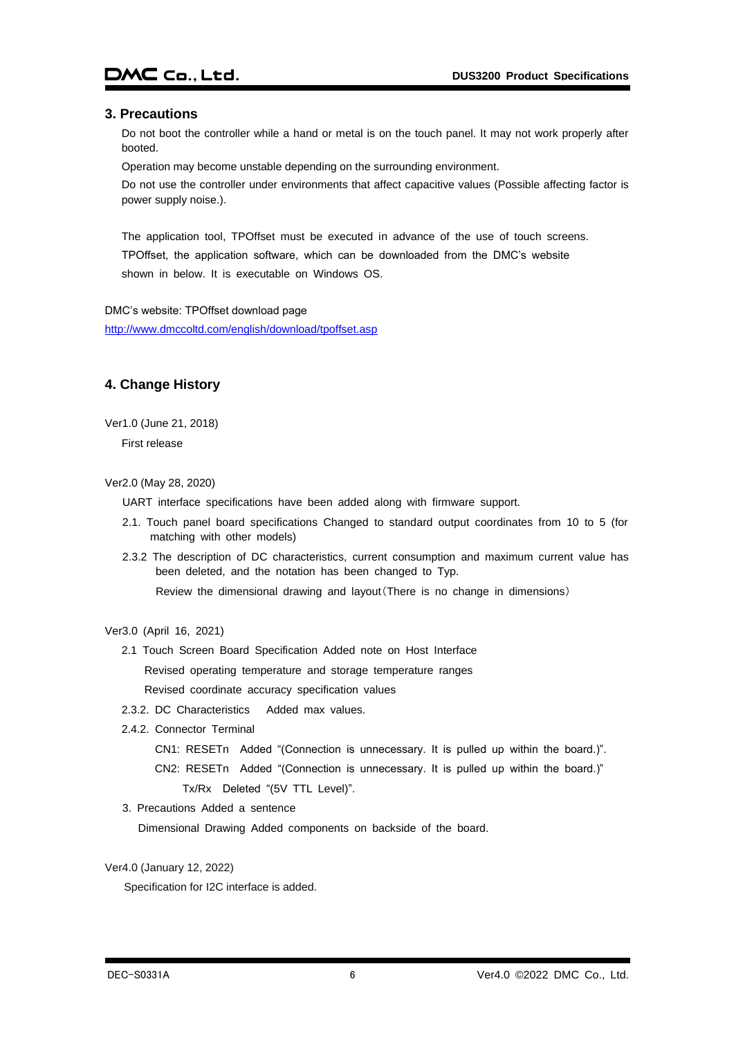## 3. Precautions

Do not boot the controller while a hand or metal is on the touch panel. It may not work properly after booted.

Operation may become unstable depending on the surrounding environment.

Do not use the controller under environments that affect capacitive values (Possible affecting factor is power supply noise.).

The application tool, TPOffset must be executed in advance of the use of touch screens. TPOffset, the application software, which can be downloaded from the DMC's website shown in below. It is executable on Windows OS.

DMC's website: TPOffset download page
http://www.dmccoltd.com/english/download/tpoffset.asp

## 4. Change History

Ver1.0 (June 21, 2018)

First release

Ver2.0 (May 28, 2020)

UART interface specifications have been added along with firmware support.

2.1. Touch panel board specifications Changed to standard output coordinates from 10 to 5 (for matching with other models)

2.3.2 The description of DC characteristics, current consumption and maximum current value has been deleted, and the notation has been changed to Typ.

Review the dimensional drawing and layout（There is no change in dimensions）

Ver3.0 (April 16, 2021)

2.1 Touch Screen Board Specification Added note on Host Interface

Revised operating temperature and storage temperature ranges

Revised coordinate accuracy specification values

2.3.2. DC Characteristics Added max values.

2.4.2. Connector Terminal

CN1: RESETn Added "(Connection is unnecessary. It is pulled up within the board.)".

CN2: RESETn Added "(Connection is unnecessary. It is pulled up within the board.)"

Tx/Rx Deleted "(5V TTL Level)".

3. Precautions Added a sentence

Dimensional Drawing Added components on backside of the board.

Ver4.0 (January 12, 2022)

Specification for I2C interface is added.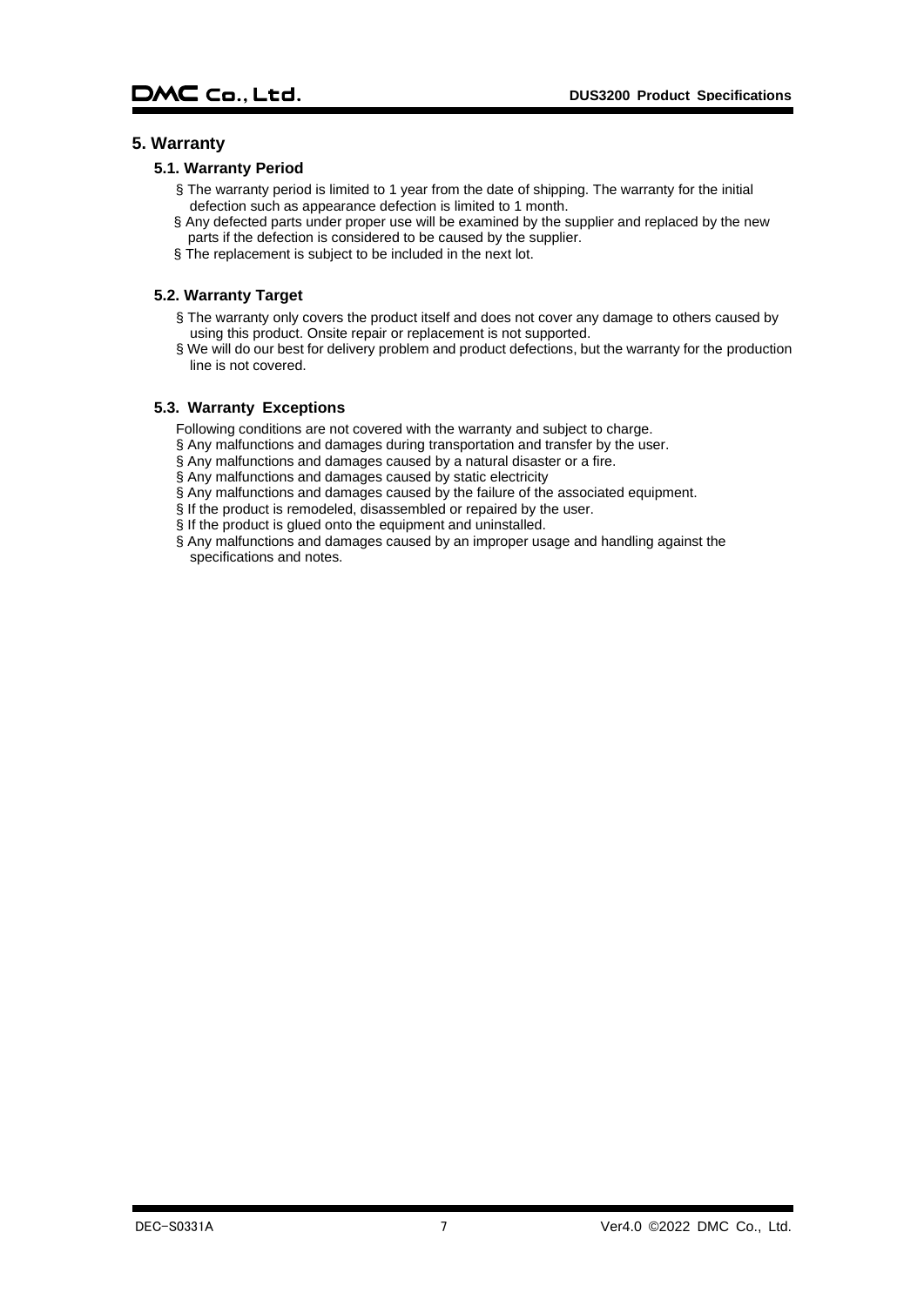## 5. Warranty

### 5.1. Warranty Period

§ The warranty period is limited to 1 year from the date of shipping. The warranty for the initial defection such as appearance defection is limited to 1 month.

§ Any defected parts under proper use will be examined by the supplier and replaced by the new parts if the defection is considered to be caused by the supplier.

§ The replacement is subject to be included in the next lot.

### 5.2. Warranty Target

§ The warranty only covers the product itself and does not cover any damage to others caused by using this product. Onsite repair or replacement is not supported.

§ We will do our best for delivery problem and product defections, but the warranty for the production line is not covered.

### 5.3. Warranty Exceptions

Following conditions are not covered with the warranty and subject to charge.

§ Any malfunctions and damages during transportation and transfer by the user.

§ Any malfunctions and damages caused by a natural disaster or a fire.

§ Any malfunctions and damages caused by static electricity

§ Any malfunctions and damages caused by the failure of the associated equipment.

§ If the product is remodeled, disassembled or repaired by the user.

§ If the product is glued onto the equipment and uninstalled.

§ Any malfunctions and damages caused by an improper usage and handling against the specifications and notes.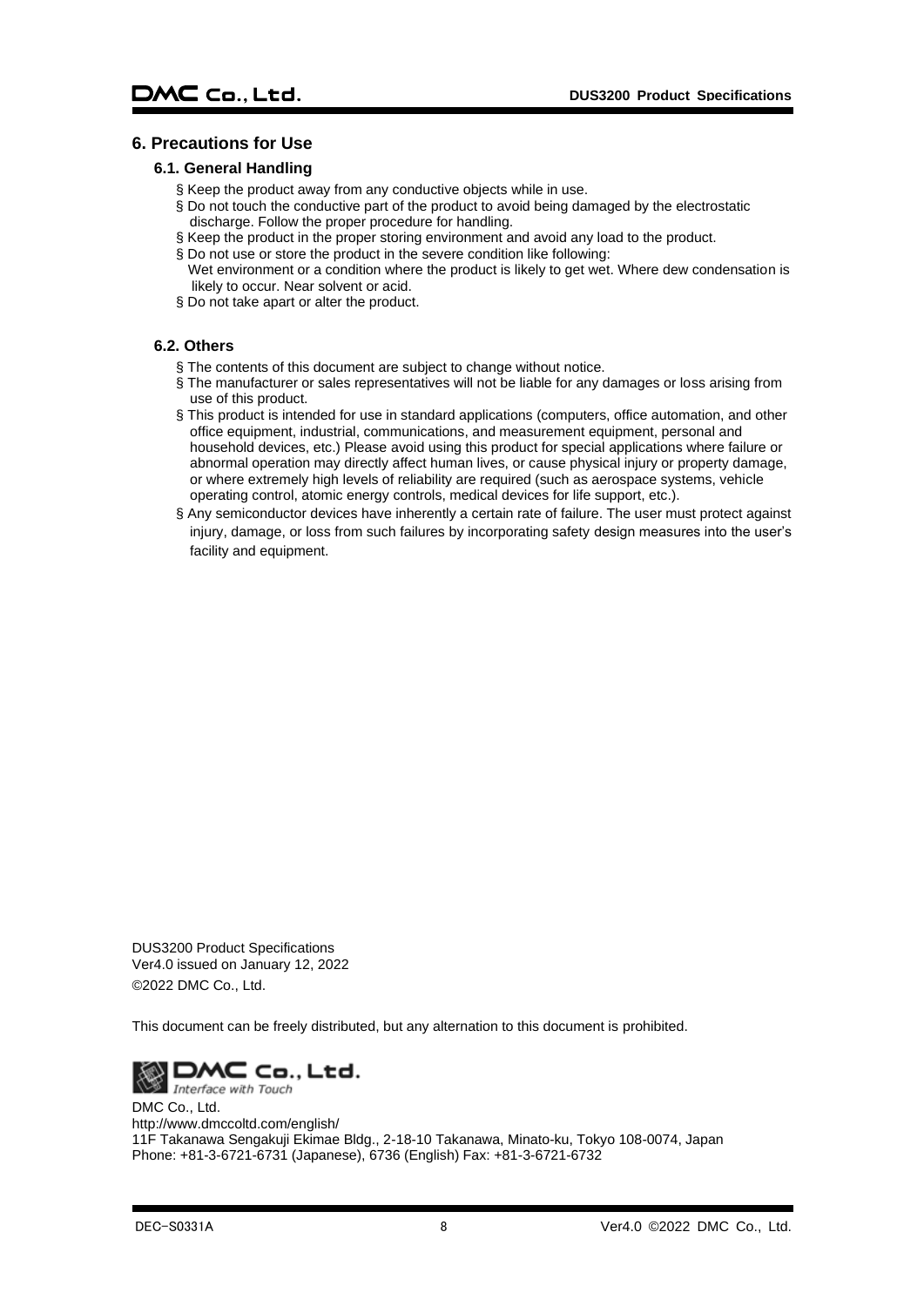## 6. Precautions for Use

### 6.1. General Handling

§ Keep the product away from any conductive objects while in use.
§ Do not touch the conductive part of the product to avoid being damaged by the electrostatic discharge. Follow the proper procedure for handling.
§ Keep the product in the proper storing environment and avoid any load to the product.
§ Do not use or store the product in the severe condition like following:
Wet environment or a condition where the product is likely to get wet. Where dew condensation is likely to occur. Near solvent or acid.
§ Do not take apart or alter the product.

### 6.2. Others

§ The contents of this document are subject to change without notice.
§ The manufacturer or sales representatives will not be liable for any damages or loss arising from use of this product.
§ This product is intended for use in standard applications (computers, office automation, and other office equipment, industrial, communications, and measurement equipment, personal and household devices, etc.) Please avoid using this product for special applications where failure or abnormal operation may directly affect human lives, or cause physical injury or property damage, or where extremely high levels of reliability are required (such as aerospace systems, vehicle operating control, atomic energy controls, medical devices for life support, etc.).
§ Any semiconductor devices have inherently a certain rate of failure. The user must protect against injury, damage, or loss from such failures by incorporating safety design measures into the user's facility and equipment.

DUS3200 Product Specifications
Ver4.0 issued on January 12, 2022
©2022 DMC Co., Ltd.

This document can be freely distributed, but any alternation to this document is prohibited.

DMC Co., Ltd.
Interface with Touch

DMC Co., Ltd.
http://www.dmccoltd.com/english/
11F Takanawa Sengakuji Ekimae Bldg., 2-18-10 Takanawa, Minato-ku, Tokyo 108-0074, Japan
Phone: +81-3-6721-6731 (Japanese), 6736 (English) Fax: +81-3-6721-6732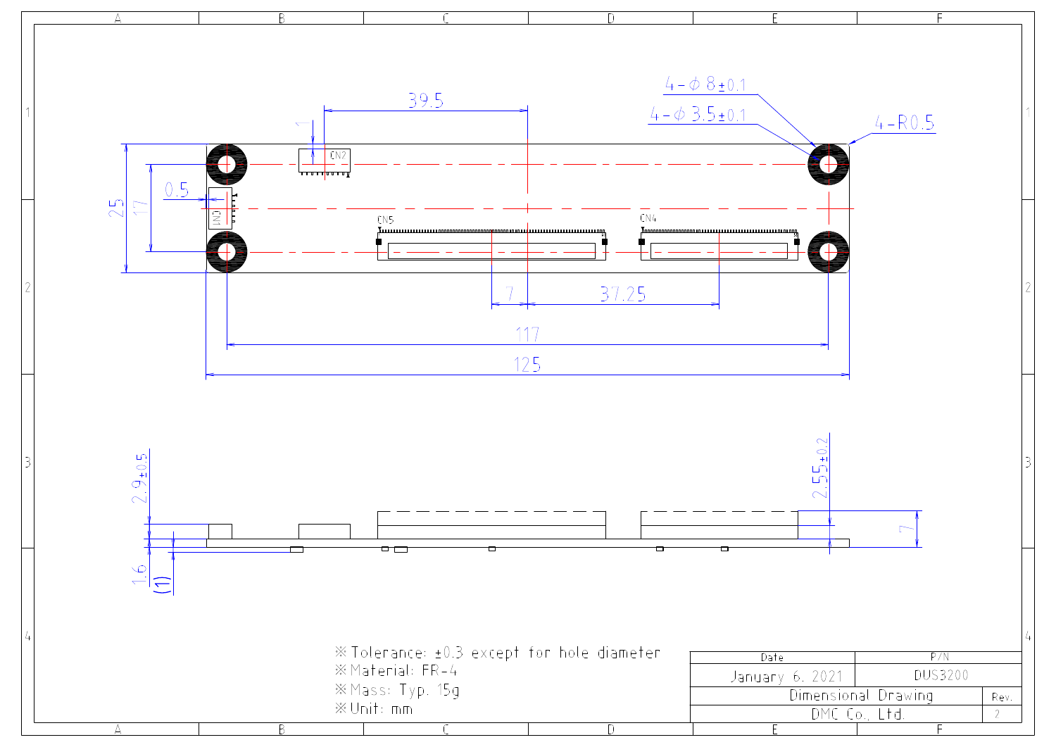4-φ 8±0.1

4-φ 3.5±0.1

4-R0.5

39.5

1

CN2

25

17

0.5

CN1

CN5

CN4

7

37.25

117

125

2.9±0.5

2.55±0.2

7

1.6

(1)

※Tolerance: ±0.3 except for hole diameter
※Material: FR-4
※Mass: Typ. 15g
※Unit: mm

| Date | P/N | |
|---|---|---|
| January 6. 2021 | DUS3200 | |
| Dimensional Drawing | | Rev. |
| DMC Co., Ltd. | | 2 |